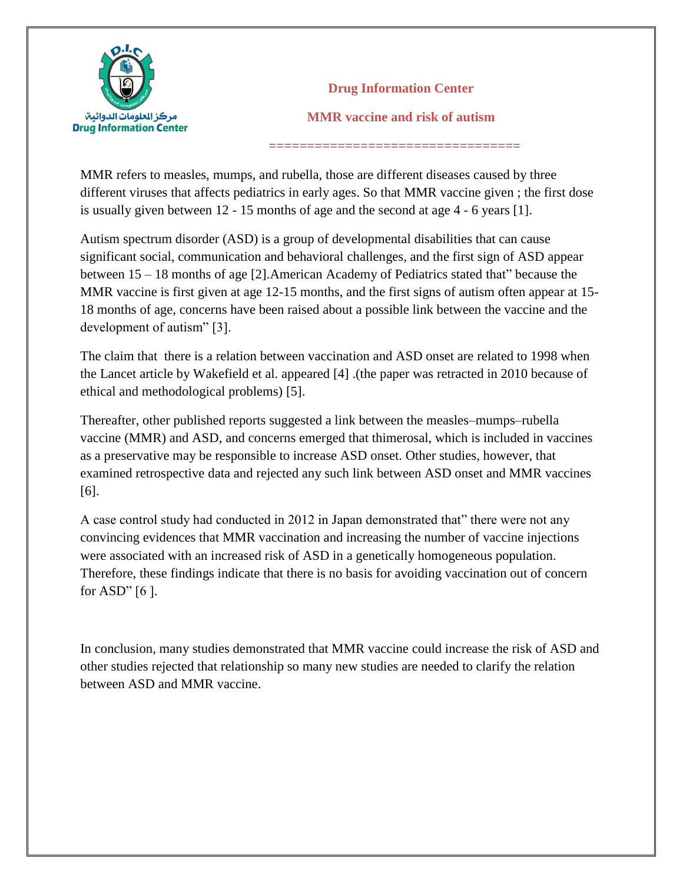**Drug Information Center**

**MMR vaccine and risk of autism**

================================

MMR refers to measles, mumps, and rubella, those are different diseases caused by three different viruses that affects pediatrics in early ages. So that MMR vaccine given ; the first dose is usually given between 12 - 15 months of age and the second at age 4 - 6 years [1].

Autism spectrum disorder (ASD) is a group of developmental disabilities that can cause significant social, communication and behavioral challenges, and the first sign of ASD appear between 15 – 18 months of age [2].American Academy of Pediatrics stated that" because the MMR vaccine is first given at age 12-15 months, and the first signs of autism often appear at 15-18 months of age, concerns have been raised about a possible link between the vaccine and the development of autism" [3].

The claim that there is a relation between vaccination and ASD onset are related to 1998 when the Lancet article by Wakefield et al. appeared [4] .(the paper was retracted in 2010 because of ethical and methodological problems) [5].

Thereafter, other published reports suggested a link between the measles–mumps–rubella vaccine (MMR) and ASD, and concerns emerged that thimerosal, which is included in vaccines as a preservative may be responsible to increase ASD onset. Other studies, however, that examined retrospective data and rejected any such link between ASD onset and MMR vaccines [6].

A case control study had conducted in 2012 in Japan demonstrated that" there were not any convincing evidences that MMR vaccination and increasing the number of vaccine injections were associated with an increased risk of ASD in a genetically homogeneous population. Therefore, these findings indicate that there is no basis for avoiding vaccination out of concern for ASD" [6 ].

In conclusion, many studies demonstrated that MMR vaccine could increase the risk of ASD and other studies rejected that relationship so many new studies are needed to clarify the relation between ASD and MMR vaccine.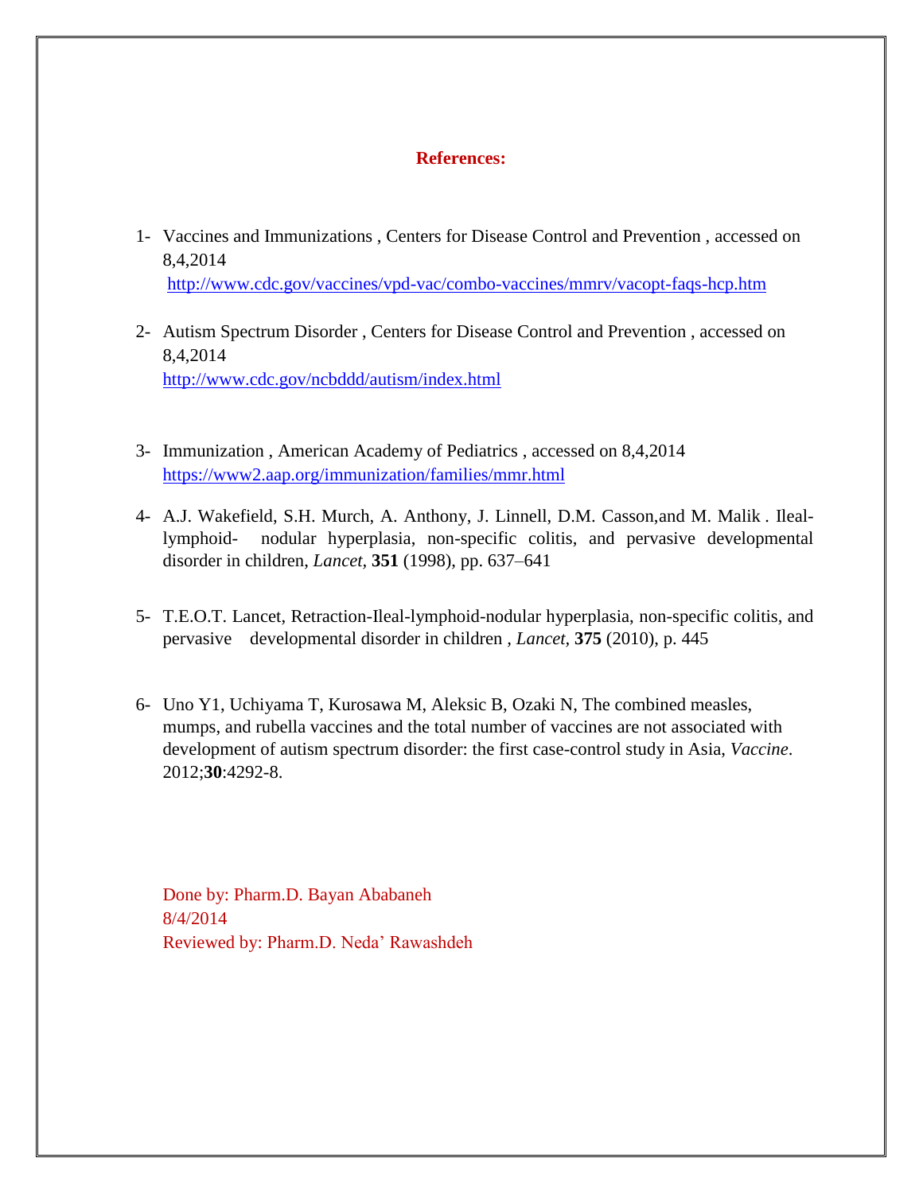## References:

1- Vaccines and Immunizations , Centers for Disease Control and Prevention , accessed on 8,4,2014
http://www.cdc.gov/vaccines/vpd-vac/combo-vaccines/mmrv/vacopt-faqs-hcp.htm

2- Autism Spectrum Disorder , Centers for Disease Control and Prevention , accessed on 8,4,2014
http://www.cdc.gov/ncbddd/autism/index.html

3- Immunization , American Academy of Pediatrics , accessed on 8,4,2014
https://www2.aap.org/immunization/families/mmr.html

4- A.J. Wakefield, S.H. Murch, A. Anthony, J. Linnell, D.M. Casson,and M. Malik . Ileal-lymphoid- nodular hyperplasia, non-specific colitis, and pervasive developmental disorder in children, *Lancet*, **351** (1998), pp. 637–641

5- T.E.O.T. Lancet, Retraction-Ileal-lymphoid-nodular hyperplasia, non-specific colitis, and pervasive developmental disorder in children , *Lancet*, **375** (2010), p. 445

6- Uno Y1, Uchiyama T, Kurosawa M, Aleksic B, Ozaki N, The combined measles, mumps, and rubella vaccines and the total number of vaccines are not associated with development of autism spectrum disorder: the first case-control study in Asia, *Vaccine*. 2012;**30**:4292-8.

Done by: Pharm.D. Bayan Ababaneh
8/4/2014
Reviewed by: Pharm.D. Neda' Rawashdeh